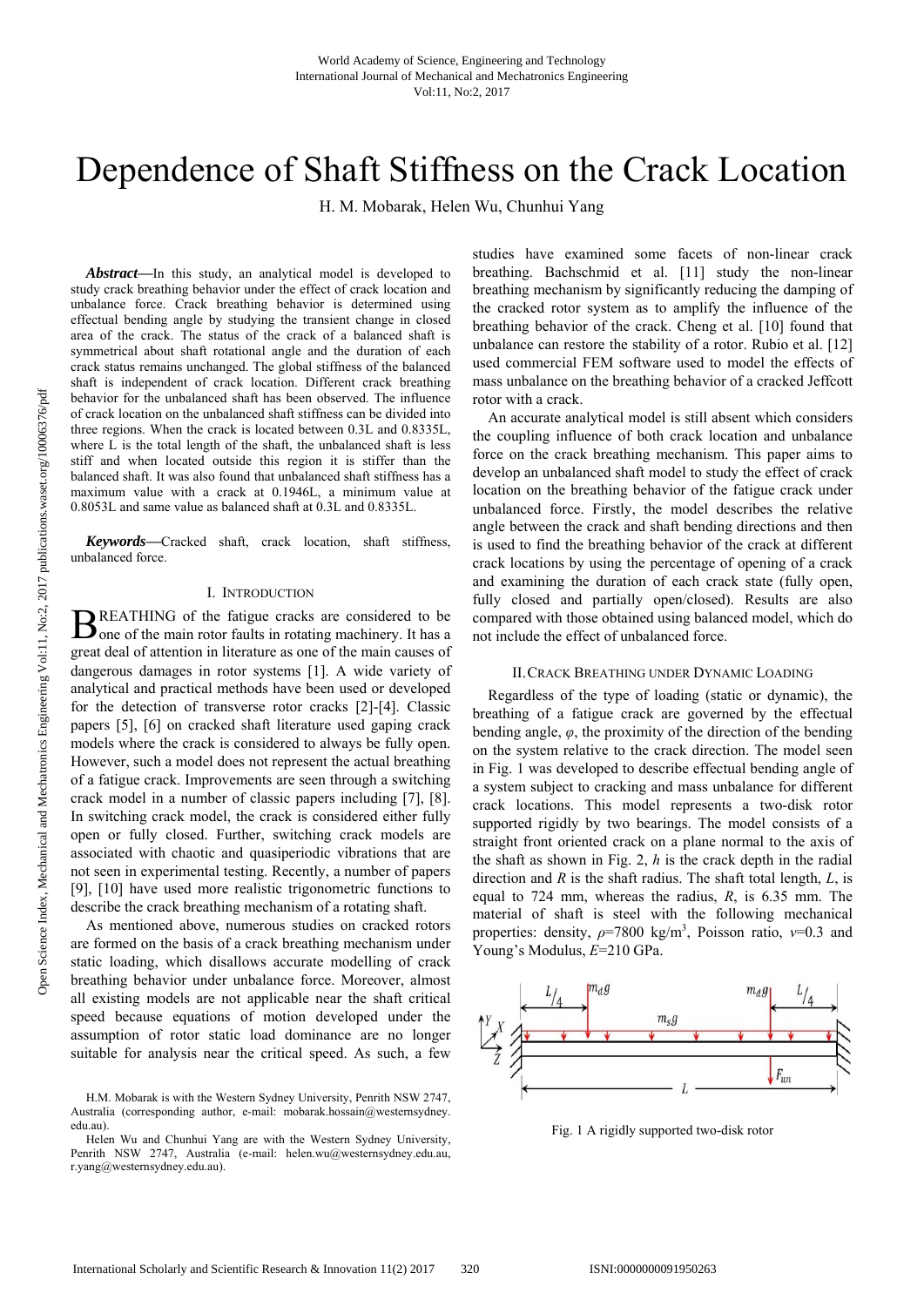# Dependence of Shaft Stiffness on the Crack Location

H. M. Mobarak, Helen Wu, Chunhui Yang

***Abstract*—**In this study, an analytical model is developed to study crack breathing behavior under the effect of crack location and unbalance force. Crack breathing behavior is determined using effectual bending angle by studying the transient change in closed area of the crack. The status of the crack of a balanced shaft is symmetrical about shaft rotational angle and the duration of each crack status remains unchanged. The global stiffness of the balanced shaft is independent of crack location. Different crack breathing behavior for the unbalanced shaft has been observed. The influence of crack location on the unbalanced shaft stiffness can be divided into three regions. When the crack is located between 0.3L and 0.8335L, where L is the total length of the shaft, the unbalanced shaft is less stiff and when located outside this region it is stiffer than the balanced shaft. It was also found that unbalanced shaft stiffness has a maximum value with a crack at 0.1946L, a minimum value at 0.8053L and same value as balanced shaft at 0.3L and 0.8335L.

***Keywords*—**Cracked shaft, crack location, shaft stiffness, unbalanced force.

## I. Introduction

Breathing of the fatigue cracks are considered to be one of the main rotor faults in rotating machinery. It has a great deal of attention in literature as one of the main causes of dangerous damages in rotor systems [1]. A wide variety of analytical and practical methods have been used or developed for the detection of transverse rotor cracks [2]-[4]. Classic papers [5], [6] on cracked shaft literature used gaping crack models where the crack is considered to always be fully open. However, such a model does not represent the actual breathing of a fatigue crack. Improvements are seen through a switching crack model in a number of classic papers including [7], [8]. In switching crack model, the crack is considered either fully open or fully closed. Further, switching crack models are associated with chaotic and quasiperiodic vibrations that are not seen in experimental testing. Recently, a number of papers [9], [10] have used more realistic trigonometric functions to describe the crack breathing mechanism of a rotating shaft.

As mentioned above, numerous studies on cracked rotors are formed on the basis of a crack breathing mechanism under static loading, which disallows accurate modelling of crack breathing behavior under unbalance force. Moreover, almost all existing models are not applicable near the shaft critical speed because equations of motion developed under the assumption of rotor static load dominance are no longer suitable for analysis near the critical speed. As such, a few studies have examined some facets of non-linear crack breathing. Bachschmid et al. [11] study the non-linear breathing mechanism by significantly reducing the damping of the cracked rotor system as to amplify the influence of the breathing behavior of the crack. Cheng et al. [10] found that unbalance can restore the stability of a rotor. Rubio et al. [12] used commercial FEM software used to model the effects of mass unbalance on the breathing behavior of a cracked Jeffcott rotor with a crack.

An accurate analytical model is still absent which considers the coupling influence of both crack location and unbalance force on the crack breathing mechanism. This paper aims to develop an unbalanced shaft model to study the effect of crack location on the breathing behavior of the fatigue crack under unbalanced force. Firstly, the model describes the relative angle between the crack and shaft bending directions and then is used to find the breathing behavior of the crack at different crack locations by using the percentage of opening of a crack and examining the duration of each crack state (fully open, fully closed and partially open/closed). Results are also compared with those obtained using balanced model, which do not include the effect of unbalanced force.

## II. Crack Breathing under Dynamic Loading

Regardless of the type of loading (static or dynamic), the breathing of a fatigue crack are governed by the effectual bending angle, $\varphi$, the proximity of the direction of the bending on the system relative to the crack direction. The model seen in Fig. 1 was developed to describe effectual bending angle of a system subject to cracking and mass unbalance for different crack locations. This model represents a two-disk rotor supported rigidly by two bearings. The model consists of a straight front oriented crack on a plane normal to the axis of the shaft as shown in Fig. 2, $h$ is the crack depth in the radial direction and $R$ is the shaft radius. The shaft total length, $L$, is equal to 724 mm, whereas the radius, $R$, is 6.35 mm. The material of shaft is steel with the following mechanical properties: density, $\rho$=7800 kg/m$^3$, Poisson ratio, $\nu$=0.3 and Young's Modulus, $E$=210 GPa.

Fig. 1 A rigidly supported two-disk rotor

H.M. Mobarak is with the Western Sydney University, Penrith NSW 2747, Australia (corresponding author, e-mail: mobarak.hossain@westernsydney.edu.au).

Helen Wu and Chunhui Yang are with the Western Sydney University, Penrith NSW 2747, Australia (e-mail: helen.wu@westernsydney.edu.au, r.yang@westernsydney.edu.au).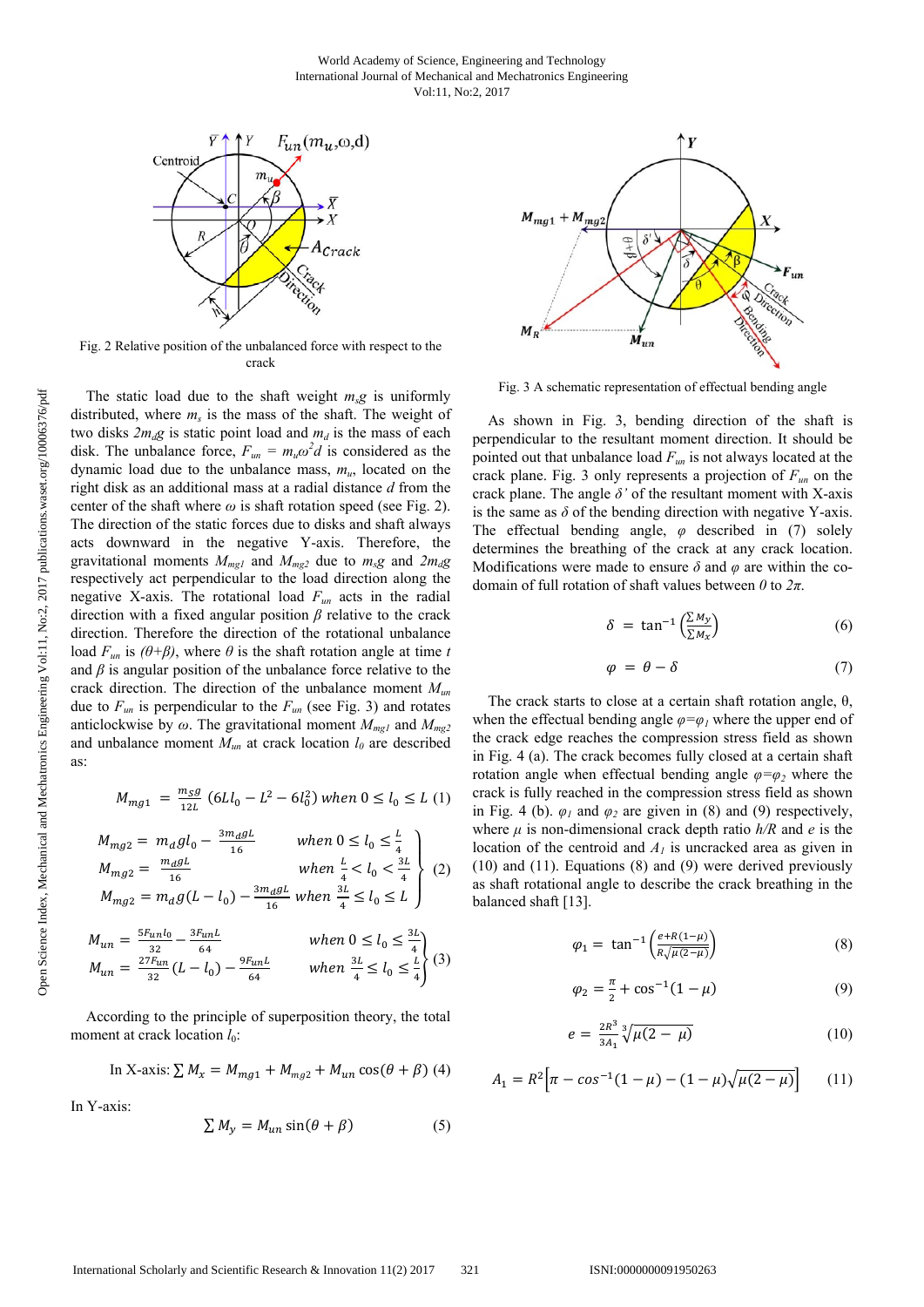Fig. 2 Relative position of the unbalanced force with respect to the crack

The static load due to the shaft weight $m_s g$ is uniformly distributed, where $m_s$ is the mass of the shaft. The weight of two disks $2m_d g$ is static point load and $m_d$ is the mass of each disk. The unbalance force, $F_{un} = m_u\omega^2 d$ is considered as the dynamic load due to the unbalance mass, $m_u$, located on the right disk as an additional mass at a radial distance $d$ from the center of the shaft where $\omega$ is shaft rotation speed (see Fig. 2). The direction of the static forces due to disks and shaft always acts downward in the negative Y-axis. Therefore, the gravitational moments $M_{mg1}$ and $M_{mg2}$ due to $m_s g$ and $2m_d g$ respectively act perpendicular to the load direction along the negative X-axis. The rotational load $F_{un}$ acts in the radial direction with a fixed angular position $\beta$ relative to the crack direction. Therefore the direction of the rotational unbalance load $F_{un}$ is $(\theta+\beta)$, where $\theta$ is the shaft rotation angle at time $t$ and $\beta$ is angular position of the unbalance force relative to the crack direction. The direction of the unbalance moment $M_{un}$ due to $F_{un}$ is perpendicular to the $F_{un}$ (see Fig. 3) and rotates anticlockwise by $\omega$. The gravitational moment $M_{mg1}$ and $M_{mg2}$ and unbalance moment $M_{un}$ at crack location $l_0$ are described as:

$$M_{mg1} = \frac{m_S g}{12L}\left(6Ll_0 - L^2 - 6l_0^2\right) \text{ when } 0 \le l_0 \le L \quad (1)$$

$$\left.\begin{aligned} M_{mg2} &= m_d g l_0 - \frac{3m_d gL}{16} && \text{when } 0 \le l_0 \le \frac{L}{4} \\ M_{mg2} &= \frac{m_d gL}{16} && \text{when } \frac{L}{4} < l_0 < \frac{3L}{4} \\ M_{mg2} &= m_d g(L - l_0) - \frac{3m_d gL}{16} && \text{when } \frac{3L}{4} \le l_0 \le L \end{aligned}\right\} \quad (2)$$

$$\left.\begin{aligned} M_{un} &= \frac{5F_{un}l_0}{32} - \frac{3F_{un}L}{64} && \text{when } 0 \le l_0 \le \frac{3L}{4} \\ M_{un} &= \frac{27F_{un}}{32}(L - l_0) - \frac{9F_{un}L}{64} && \text{when } \frac{3L}{4} \le l_0 \le \frac{L}{4} \end{aligned}\right\} \quad (3)$$

According to the principle of superposition theory, the total moment at crack location $l_0$:

In X-axis: $\sum M_x = M_{mg1} + M_{mg2} + M_{un}\cos(\theta+\beta)$ (4)

In Y-axis:

$$\sum M_y = M_{un}\sin(\theta+\beta) \quad (5)$$

Fig. 3 A schematic representation of effectual bending angle

As shown in Fig. 3, bending direction of the shaft is perpendicular to the resultant moment direction. It should be pointed out that unbalance load $F_{un}$ is not always located at the crack plane. Fig. 3 only represents a projection of $F_{un}$ on the crack plane. The angle $\delta'$ of the resultant moment with X-axis is the same as $\delta$ of the bending direction with negative Y-axis. The effectual bending angle, $\varphi$ described in (7) solely determines the breathing of the crack at any crack location. Modifications were made to ensure $\delta$ and $\varphi$ are within the co-domain of full rotation of shaft values between $0$ to $2\pi$.

$$\delta = \tan^{-1}\left(\frac{\sum M_y}{\sum M_x}\right) \quad (6)$$

$$\varphi = \theta - \delta \quad (7)$$

The crack starts to close at a certain shaft rotation angle, θ, when the effectual bending angle $\varphi=\varphi_1$ where the upper end of the crack edge reaches the compression stress field as shown in Fig. 4 (a). The crack becomes fully closed at a certain shaft rotation angle when effectual bending angle $\varphi=\varphi_2$ where the crack is fully reached in the compression stress field as shown in Fig. 4 (b). $\varphi_1$ and $\varphi_2$ are given in (8) and (9) respectively, where $\mu$ is non-dimensional crack depth ratio $h/R$ and $e$ is the location of the centroid and $A_1$ is uncracked area as given in (10) and (11). Equations (8) and (9) were derived previously as shaft rotational angle to describe the crack breathing in the balanced shaft [13].

$$\varphi_1 = \tan^{-1}\left(\frac{e + R(1-\mu)}{R\sqrt{\mu(2-\mu)}}\right) \quad (8)$$

$$\varphi_2 = \frac{\pi}{2} + \cos^{-1}(1-\mu) \quad (9)$$

$$e = \frac{2R^3}{3A_1}\sqrt[3]{\mu(2-\mu)} \quad (10)$$

$$A_1 = R^2\left[\pi - \cos^{-1}(1-\mu) - (1-\mu)\sqrt{\mu(2-\mu)}\right] \quad (11)$$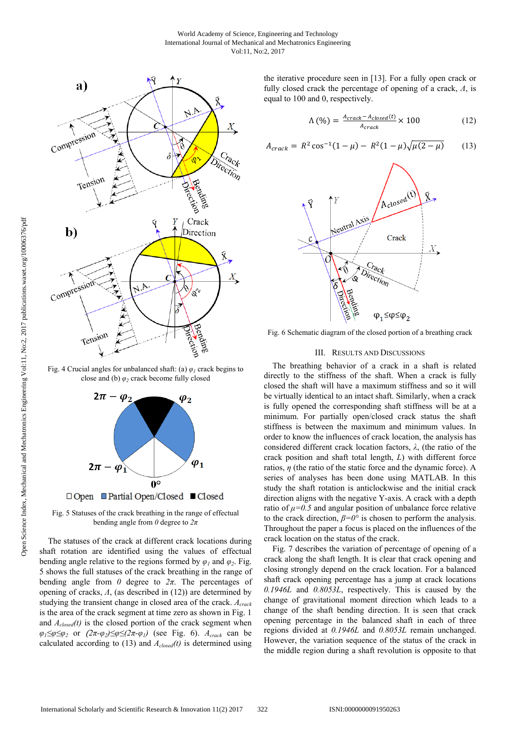Fig. 4 Crucial angles for unbalanced shaft: (a) $\varphi_1$ crack begins to close and (b) $\varphi_2$ crack become fully closed

Fig. 5 Statuses of the crack breathing in the range of effectual bending angle from $0$ degree to $2\pi$

The statuses of the crack at different crack locations during shaft rotation are identified using the values of effectual bending angle relative to the regions formed by $\varphi_1$ and $\varphi_2$. Fig. 5 shows the full statuses of the crack breathing in the range of bending angle from $0$ degree to $2\pi$. The percentages of opening of cracks, $\Lambda$, (as described in (12)) are determined by studying the transient change in closed area of the crack. $A_{crack}$ is the area of the crack segment at time zero as shown in Fig. 1 and $A_{closed}(t)$ is the closed portion of the crack segment when $\varphi_1 \leq \varphi \leq \varphi_2$ or $(2\pi-\varphi_2) \leq \varphi \leq (2\pi-\varphi_1)$ (see Fig. 6). $A_{crack}$ can be calculated according to (13) and $A_{closed}(t)$ is determined using the iterative procedure seen in [13]. For a fully open crack or fully closed crack the percentage of opening of a crack, $\Lambda$, is equal to 100 and 0, respectively.

$$\Lambda\,(\%) = \frac{A_{crack} - A_{closed}(t)}{A_{crack}} \times 100 \qquad (12)$$

$$A_{crack} = R^2 \cos^{-1}(1-\mu) - R^2(1-\mu)\sqrt{\mu(2-\mu)} \qquad (13)$$

Fig. 6 Schematic diagram of the closed portion of a breathing crack

## III. Results and Discussions

The breathing behavior of a crack in a shaft is related directly to the stiffness of the shaft. When a crack is fully closed the shaft will have a maximum stiffness and so it will be virtually identical to an intact shaft. Similarly, when a crack is fully opened the corresponding shaft stiffness will be at a minimum. For partially open/closed crack status the shaft stiffness is between the maximum and minimum values. In order to know the influences of crack location, the analysis has considered different crack location factors, $\lambda$, (the ratio of the crack position and shaft total length, $L$) with different force ratios, $\eta$ (the ratio of the static force and the dynamic force). A series of analyses has been done using MATLAB. In this study the shaft rotation is anticlockwise and the initial crack direction aligns with the negative Y-axis. A crack with a depth ratio of $\mu=0.5$ and angular position of unbalance force relative to the crack direction, $\beta=0°$ is chosen to perform the analysis. Throughout the paper a focus is placed on the influences of the crack location on the status of the crack.

Fig. 7 describes the variation of percentage of opening of a crack along the shaft length. It is clear that crack opening and closing strongly depend on the crack location. For a balanced shaft crack opening percentage has a jump at crack locations $0.1946L$ and $0.8053L$, respectively. This is caused by the change of gravitational moment direction which leads to a change of the shaft bending direction. It is seen that crack opening percentage in the balanced shaft in each of three regions divided at $0.1946L$ and $0.8053L$ remain unchanged. However, the variation sequence of the status of the crack in the middle region during a shaft revolution is opposite to that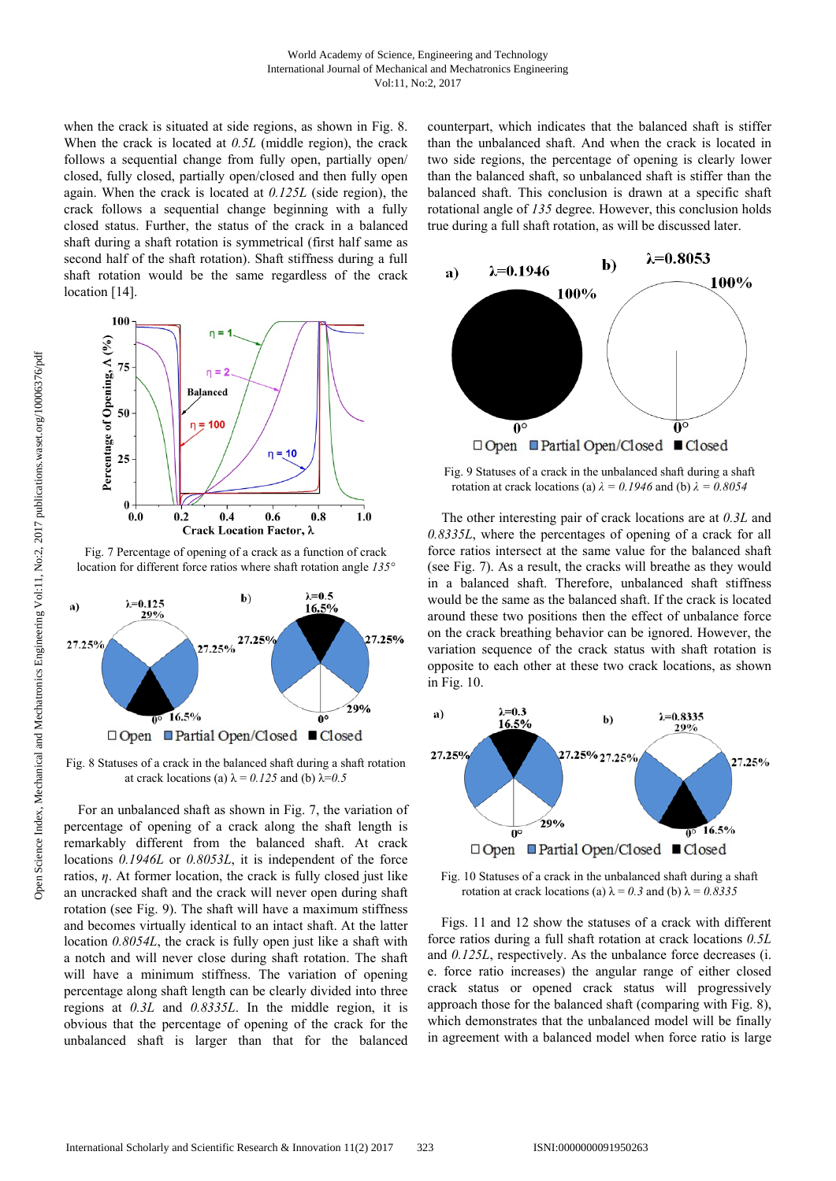when the crack is situated at side regions, as shown in Fig. 8. When the crack is located at *0.5L* (middle region), the crack follows a sequential change from fully open, partially open/closed, fully closed, partially open/closed and then fully open again. When the crack is located at *0.125L* (side region), the crack follows a sequential change beginning with a fully closed status. Further, the status of the crack in a balanced shaft during a shaft rotation is symmetrical (first half same as second half of the shaft rotation). Shaft stiffness during a full shaft rotation would be the same regardless of the crack location [14].

Fig. 7 Percentage of opening of a crack as a function of crack location for different force ratios where shaft rotation angle *135°*

Fig. 8 Statuses of a crack in the balanced shaft during a shaft rotation at crack locations (a) $\lambda = 0.125$ and (b) $\lambda = 0.5$

For an unbalanced shaft as shown in Fig. 7, the variation of percentage of opening of a crack along the shaft length is remarkably different from the balanced shaft. At crack locations *0.1946L* or *0.8053L*, it is independent of the force ratios, $\eta$. At former location, the crack is fully closed just like an uncracked shaft and the crack will never open during shaft rotation (see Fig. 9). The shaft will have a maximum stiffness and becomes virtually identical to an intact shaft. At the latter location *0.8054L*, the crack is fully open just like a shaft with a notch and will never close during shaft rotation. The shaft will have a minimum stiffness. The variation of opening percentage along shaft length can be clearly divided into three regions at *0.3L* and *0.8335L*. In the middle region, it is obvious that the percentage of opening of the crack for the unbalanced shaft is larger than that for the balanced counterpart, which indicates that the balanced shaft is stiffer than the unbalanced shaft. And when the crack is located in two side regions, the percentage of opening is clearly lower than the balanced shaft, so unbalanced shaft is stiffer than the balanced shaft. This conclusion is drawn at a specific shaft rotational angle of *135* degree. However, this conclusion holds true during a full shaft rotation, as will be discussed later.

Fig. 9 Statuses of a crack in the unbalanced shaft during a shaft rotation at crack locations (a) $\lambda = 0.1946$ and (b) $\lambda = 0.8054$

The other interesting pair of crack locations are at *0.3L* and *0.8335L*, where the percentages of opening of a crack for all force ratios intersect at the same value for the balanced shaft (see Fig. 7). As a result, the cracks will breathe as they would in a balanced shaft. Therefore, unbalanced shaft stiffness would be the same as the balanced shaft. If the crack is located around these two positions then the effect of unbalance force on the crack breathing behavior can be ignored. However, the variation sequence of the crack status with shaft rotation is opposite to each other at these two crack locations, as shown in Fig. 10.

Fig. 10 Statuses of a crack in the unbalanced shaft during a shaft rotation at crack locations (a) $\lambda = 0.3$ and (b) $\lambda = 0.8335$

Figs. 11 and 12 show the statuses of a crack with different force ratios during a full shaft rotation at crack locations *0.5L* and *0.125L*, respectively. As the unbalance force decreases (i. e. force ratio increases) the angular range of either closed crack status or opened crack status will progressively approach those for the balanced shaft (comparing with Fig. 8), which demonstrates that the unbalanced model will be finally in agreement with a balanced model when force ratio is large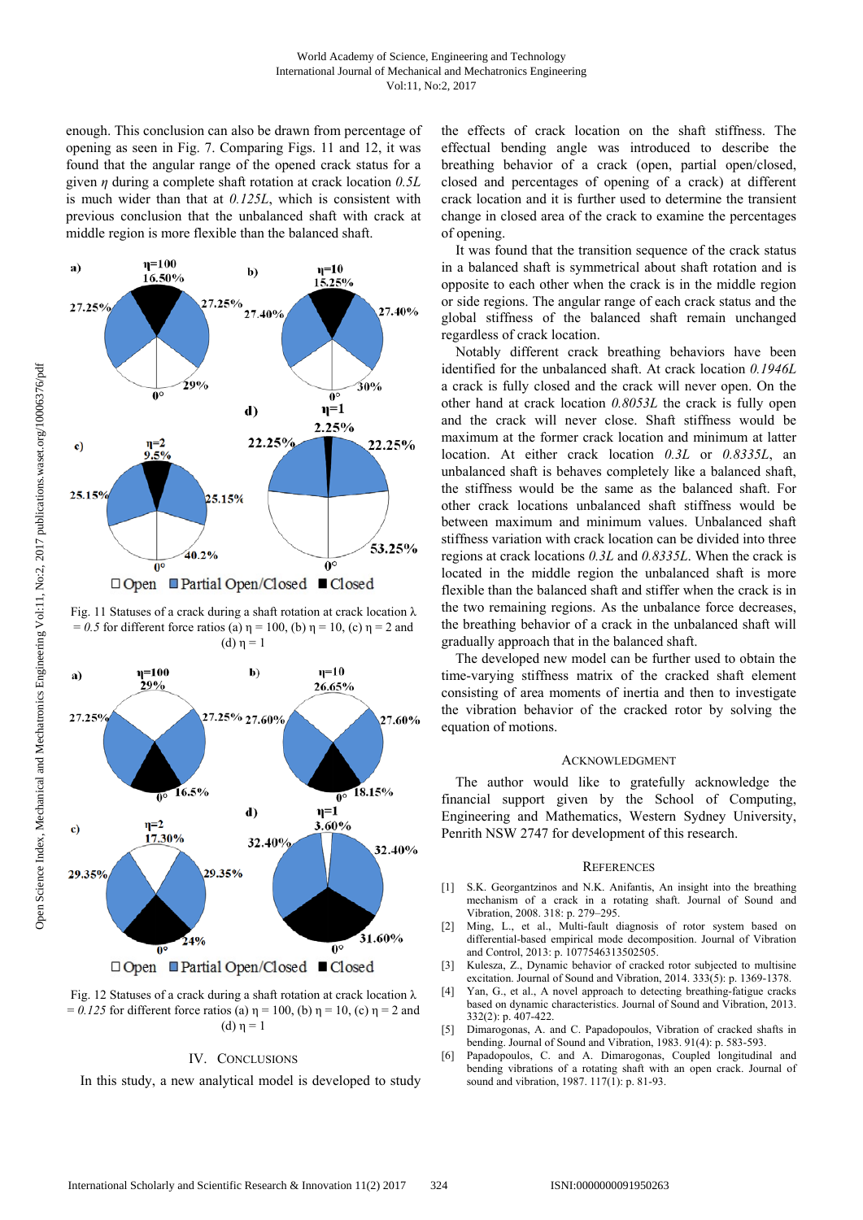enough. This conclusion can also be drawn from percentage of opening as seen in Fig. 7. Comparing Figs. 11 and 12, it was found that the angular range of the opened crack status for a given $\eta$ during a complete shaft rotation at crack location $0.5L$ is much wider than that at $0.125L$, which is consistent with previous conclusion that the unbalanced shaft with crack at middle region is more flexible than the balanced shaft.

Fig. 11 Statuses of a crack during a shaft rotation at crack location $\lambda = 0.5$ for different force ratios (a) $\eta = 100$, (b) $\eta = 10$, (c) $\eta = 2$ and (d) $\eta = 1$

Fig. 12 Statuses of a crack during a shaft rotation at crack location $\lambda = 0.125$ for different force ratios (a) $\eta = 100$, (b) $\eta = 10$, (c) $\eta = 2$ and (d) $\eta = 1$

## IV. Conclusions

In this study, a new analytical model is developed to study the effects of crack location on the shaft stiffness. The effectual bending angle was introduced to describe the breathing behavior of a crack (open, partial open/closed, closed and percentages of opening of a crack) at different crack location and it is further used to determine the transient change in closed area of the crack to examine the percentages of opening.

It was found that the transition sequence of the crack status in a balanced shaft is symmetrical about shaft rotation and is opposite to each other when the crack is in the middle region or side regions. The angular range of each crack status and the global stiffness of the balanced shaft remain unchanged regardless of crack location.

Notably different crack breathing behaviors have been identified for the unbalanced shaft. At crack location $0.1946L$ a crack is fully closed and the crack will never open. On the other hand at crack location $0.8053L$ the crack is fully open and the crack will never close. Shaft stiffness would be maximum at the former crack location and minimum at latter location. At either crack location $0.3L$ or $0.8335L$, an unbalanced shaft is behaves completely like a balanced shaft, the stiffness would be the same as the balanced shaft. For other crack locations unbalanced shaft stiffness would be between maximum and minimum values. Unbalanced shaft stiffness variation with crack location can be divided into three regions at crack locations $0.3L$ and $0.8335L$. When the crack is located in the middle region the unbalanced shaft is more flexible than the balanced shaft and stiffer when the crack is in the two remaining regions. As the unbalance force decreases, the breathing behavior of a crack in the unbalanced shaft will gradually approach that in the balanced shaft.

The developed new model can be further used to obtain the time-varying stiffness matrix of the cracked shaft element consisting of area moments of inertia and then to investigate the vibration behavior of the cracked rotor by solving the equation of motions.

## Acknowledgment

The author would like to gratefully acknowledge the financial support given by the School of Computing, Engineering and Mathematics, Western Sydney University, Penrith NSW 2747 for development of this research.

## References

[1] S.K. Georgantzinos and N.K. Anifantis, An insight into the breathing mechanism of a crack in a rotating shaft. Journal of Sound and Vibration, 2008. 318: p. 279–295.

[2] Ming, L., et al., Multi-fault diagnosis of rotor system based on differential-based empirical mode decomposition. Journal of Vibration and Control, 2013: p. 1077546313502505.

[3] Kulesza, Z., Dynamic behavior of cracked rotor subjected to multisine excitation. Journal of Sound and Vibration, 2014. 333(5): p. 1369-1378.

[4] Yan, G., et al., A novel approach to detecting breathing-fatigue cracks based on dynamic characteristics. Journal of Sound and Vibration, 2013. 332(2): p. 407-422.

[5] Dimarogonas, A. and C. Papadopoulos, Vibration of cracked shafts in bending. Journal of Sound and Vibration, 1983. 91(4): p. 583-593.

[6] Papadopoulos, C. and A. Dimarogonas, Coupled longitudinal and bending vibrations of a rotating shaft with an open crack. Journal of sound and vibration, 1987. 117(1): p. 81-93.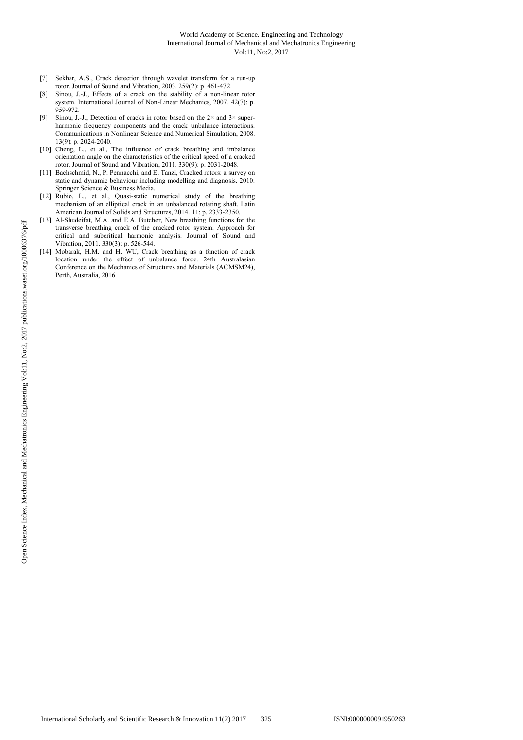[7] Sekhar, A.S., Crack detection through wavelet transform for a run-up rotor. Journal of Sound and Vibration, 2003. 259(2): p. 461-472.

[8] Sinou, J.-J., Effects of a crack on the stability of a non-linear rotor system. International Journal of Non-Linear Mechanics, 2007. 42(7): p. 959-972.

[9] Sinou, J.-J., Detection of cracks in rotor based on the 2× and 3× super-harmonic frequency components and the crack–unbalance interactions. Communications in Nonlinear Science and Numerical Simulation, 2008. 13(9): p. 2024-2040.

[10] Cheng, L., et al., The influence of crack breathing and imbalance orientation angle on the characteristics of the critical speed of a cracked rotor. Journal of Sound and Vibration, 2011. 330(9): p. 2031-2048.

[11] Bachschmid, N., P. Pennacchi, and E. Tanzi, Cracked rotors: a survey on static and dynamic behaviour including modelling and diagnosis. 2010: Springer Science & Business Media.

[12] Rubio, L., et al., Quasi-static numerical study of the breathing mechanism of an elliptical crack in an unbalanced rotating shaft. Latin American Journal of Solids and Structures, 2014. 11: p. 2333-2350.

[13] Al-Shudeifat, M.A. and E.A. Butcher, New breathing functions for the transverse breathing crack of the cracked rotor system: Approach for critical and subcritical harmonic analysis. Journal of Sound and Vibration, 2011. 330(3): p. 526-544.

[14] Mobarak, H.M. and H. WU, Crack breathing as a function of crack location under the effect of unbalance force. 24th Australasian Conference on the Mechanics of Structures and Materials (ACMSM24), Perth, Australia, 2016.